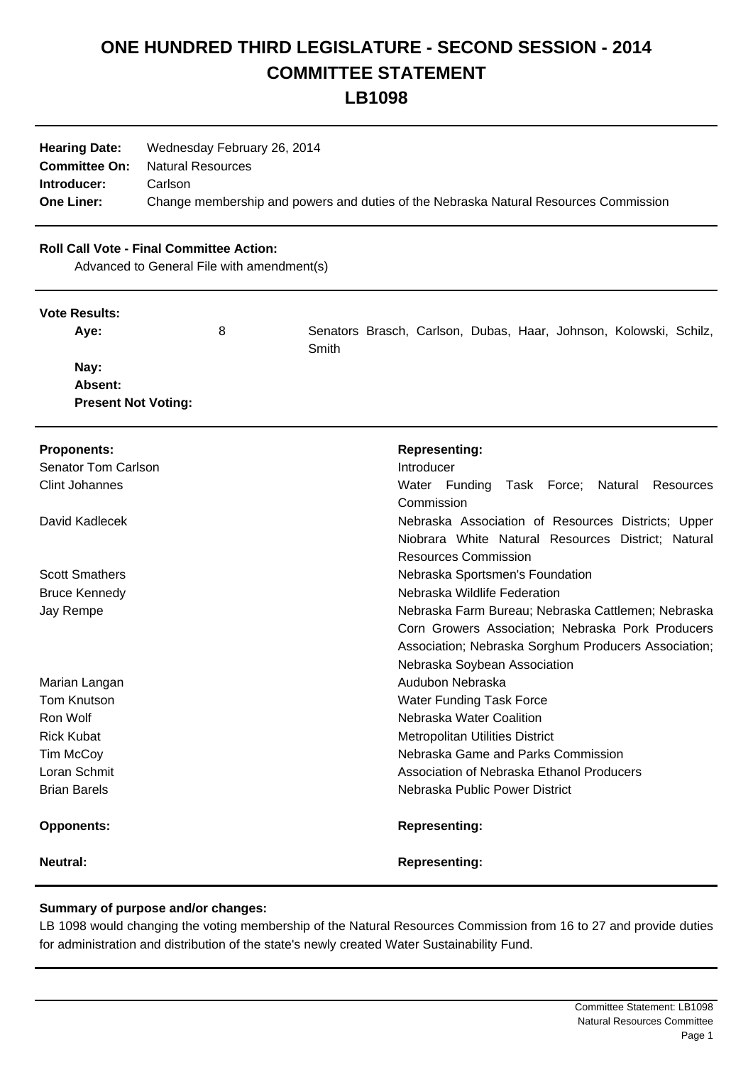# ONE HUNDRED THIRD LEGISLATURE - SECOND SESSION - 2014
# COMMITTEE STATEMENT
# LB1098

| | |
|---|---|
| **Hearing Date:** | Wednesday February 26, 2014 |
| **Committee On:** | Natural Resources |
| **Introducer:** | Carlson |
| **One Liner:** | Change membership and powers and duties of the Nebraska Natural Resources Commission |

**Roll Call Vote - Final Committee Action:**

Advanced to General File with amendment(s)

**Vote Results:**

| | | |
|---|---|---|
| **Aye:** | 8 | Senators Brasch, Carlson, Dubas, Haar, Johnson, Kolowski, Schilz, Smith |
| **Nay:** | | |
| **Absent:** | | |
| **Present Not Voting:** | | |

| **Proponents:** | **Representing:** |
|---|---|
| Senator Tom Carlson | Introducer |
| Clint Johannes | Water Funding Task Force; Natural Resources Commission |
| David Kadlecek | Nebraska Association of Resources Districts; Upper Niobrara White Natural Resources District; Natural Resources Commission |
| Scott Smathers | Nebraska Sportsmen's Foundation |
| Bruce Kennedy | Nebraska Wildlife Federation |
| Jay Rempe | Nebraska Farm Bureau; Nebraska Cattlemen; Nebraska Corn Growers Association; Nebraska Pork Producers Association; Nebraska Sorghum Producers Association; Nebraska Soybean Association |
| Marian Langan | Audubon Nebraska |
| Tom Knutson | Water Funding Task Force |
| Ron Wolf | Nebraska Water Coalition |
| Rick Kubat | Metropolitan Utilities District |
| Tim McCoy | Nebraska Game and Parks Commission |
| Loran Schmit | Association of Nebraska Ethanol Producers |
| Brian Barels | Nebraska Public Power District |

| **Opponents:** | **Representing:** |
|---|---|

| **Neutral:** | **Representing:** |
|---|---|

**Summary of purpose and/or changes:**

LB 1098 would changing the voting membership of the Natural Resources Commission from 16 to 27 and provide duties for administration and distribution of the state's newly created Water Sustainability Fund.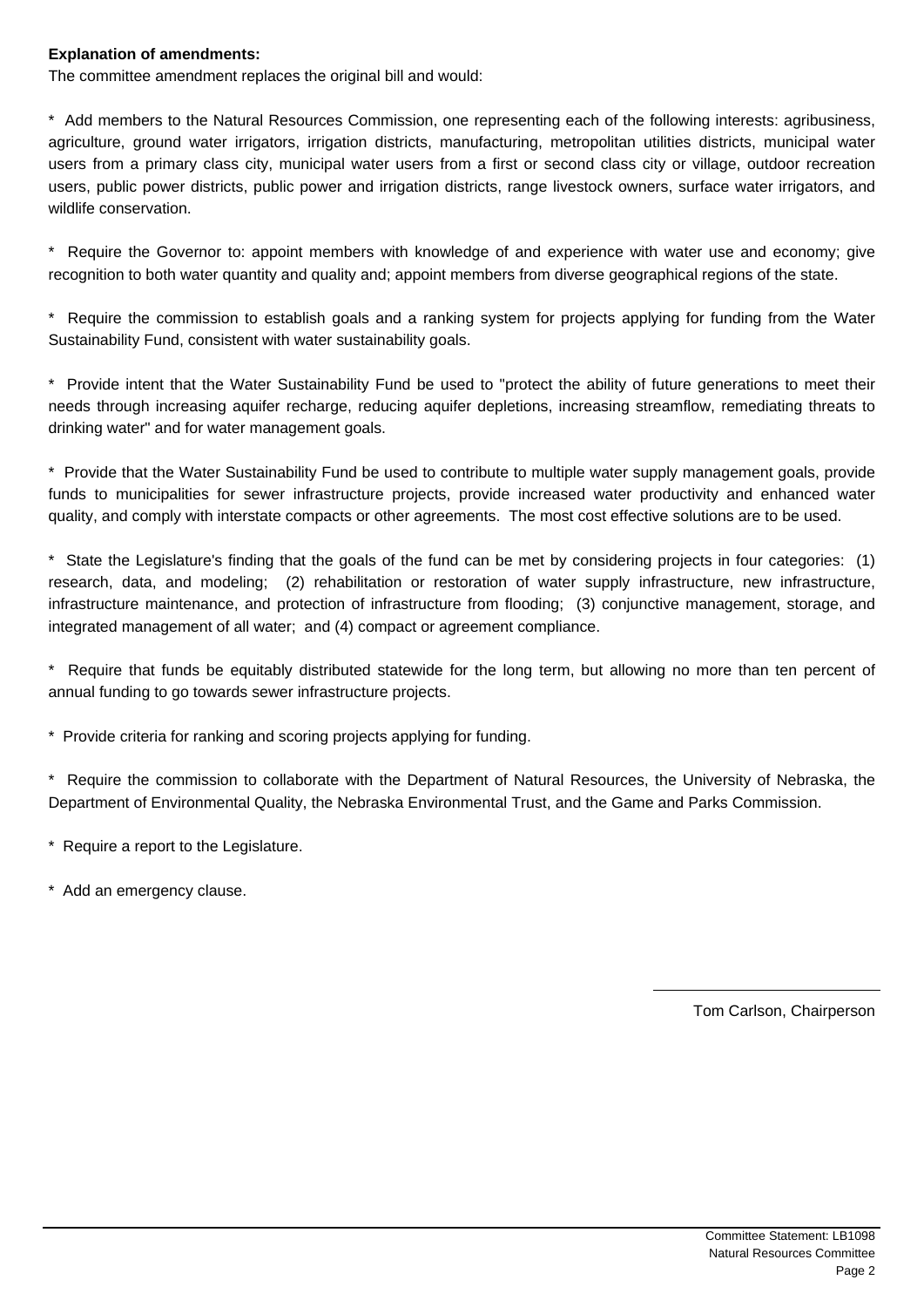**Explanation of amendments:**

The committee amendment replaces the original bill and would:

* Add members to the Natural Resources Commission, one representing each of the following interests: agribusiness, agriculture, ground water irrigators, irrigation districts, manufacturing, metropolitan utilities districts, municipal water users from a primary class city, municipal water users from a first or second class city or village, outdoor recreation users, public power districts, public power and irrigation districts, range livestock owners, surface water irrigators, and wildlife conservation.

* Require the Governor to: appoint members with knowledge of and experience with water use and economy; give recognition to both water quantity and quality and; appoint members from diverse geographical regions of the state.

* Require the commission to establish goals and a ranking system for projects applying for funding from the Water Sustainability Fund, consistent with water sustainability goals.

* Provide intent that the Water Sustainability Fund be used to "protect the ability of future generations to meet their needs through increasing aquifer recharge, reducing aquifer depletions, increasing streamflow, remediating threats to drinking water" and for water management goals.

* Provide that the Water Sustainability Fund be used to contribute to multiple water supply management goals, provide funds to municipalities for sewer infrastructure projects, provide increased water productivity and enhanced water quality, and comply with interstate compacts or other agreements. The most cost effective solutions are to be used.

* State the Legislature's finding that the goals of the fund can be met by considering projects in four categories: (1) research, data, and modeling; (2) rehabilitation or restoration of water supply infrastructure, new infrastructure, infrastructure maintenance, and protection of infrastructure from flooding; (3) conjunctive management, storage, and integrated management of all water; and (4) compact or agreement compliance.

* Require that funds be equitably distributed statewide for the long term, but allowing no more than ten percent of annual funding to go towards sewer infrastructure projects.

* Provide criteria for ranking and scoring projects applying for funding.

* Require the commission to collaborate with the Department of Natural Resources, the University of Nebraska, the Department of Environmental Quality, the Nebraska Environmental Trust, and the Game and Parks Commission.

* Require a report to the Legislature.

* Add an emergency clause.

Tom Carlson, Chairperson